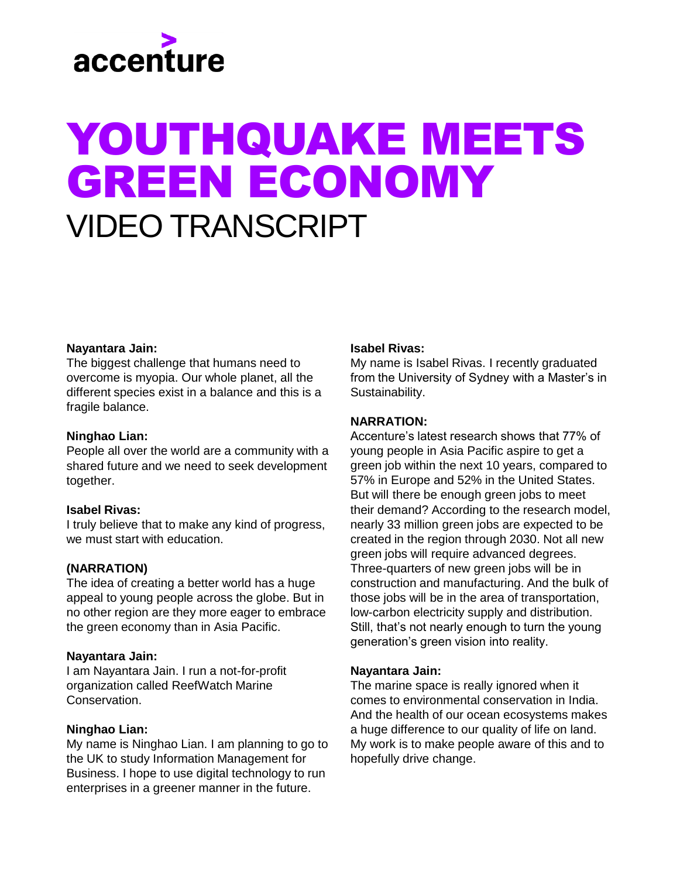accenture

# YOUTHQUAKE MEETS GREEN ECONOMY

## VIDEO TRANSCRIPT

**Nayantara Jain:**
The biggest challenge that humans need to overcome is myopia. Our whole planet, all the different species exist in a balance and this is a fragile balance.

**Ninghao Lian:**
People all over the world are a community with a shared future and we need to seek development together.

**Isabel Rivas:**
I truly believe that to make any kind of progress, we must start with education.

**(NARRATION)**
The idea of creating a better world has a huge appeal to young people across the globe. But in no other region are they more eager to embrace the green economy than in Asia Pacific.

**Nayantara Jain:**
I am Nayantara Jain. I run a not-for-profit organization called ReefWatch Marine Conservation.

**Ninghao Lian:**
My name is Ninghao Lian. I am planning to go to the UK to study Information Management for Business. I hope to use digital technology to run enterprises in a greener manner in the future.

**Isabel Rivas:**
My name is Isabel Rivas. I recently graduated from the University of Sydney with a Master's in Sustainability.

**NARRATION:**
Accenture's latest research shows that 77% of young people in Asia Pacific aspire to get a green job within the next 10 years, compared to 57% in Europe and 52% in the United States. But will there be enough green jobs to meet their demand? According to the research model, nearly 33 million green jobs are expected to be created in the region through 2030. Not all new green jobs will require advanced degrees. Three-quarters of new green jobs will be in construction and manufacturing. And the bulk of those jobs will be in the area of transportation, low-carbon electricity supply and distribution. Still, that's not nearly enough to turn the young generation's green vision into reality.

**Nayantara Jain:**
The marine space is really ignored when it comes to environmental conservation in India. And the health of our ocean ecosystems makes a huge difference to our quality of life on land. My work is to make people aware of this and to hopefully drive change.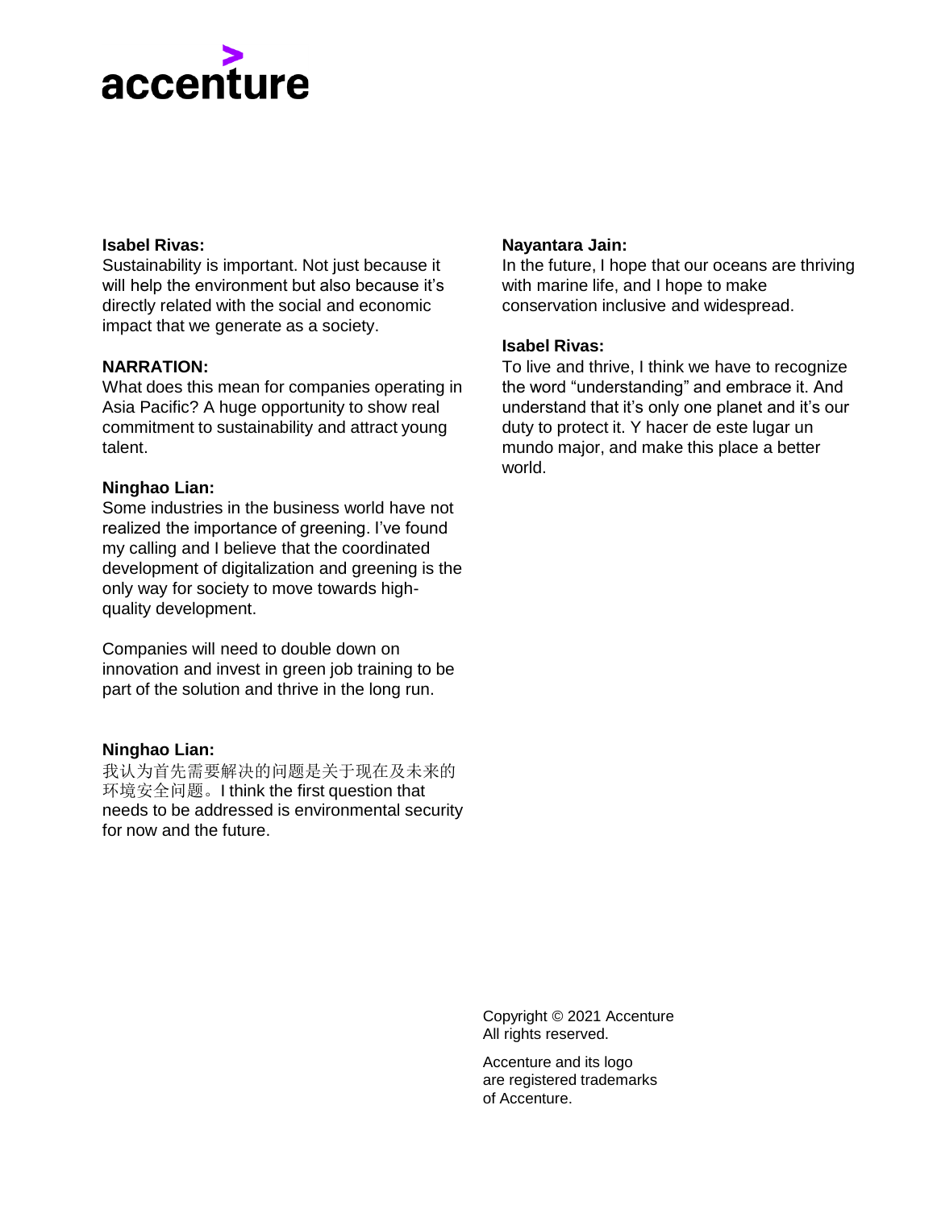**Isabel Rivas:**
Sustainability is important. Not just because it will help the environment but also because it's directly related with the social and economic impact that we generate as a society.

**NARRATION:**
What does this mean for companies operating in Asia Pacific? A huge opportunity to show real commitment to sustainability and attract young talent.

**Ninghao Lian:**
Some industries in the business world have not realized the importance of greening. I've found my calling and I believe that the coordinated development of digitalization and greening is the only way for society to move towards high-quality development.

Companies will need to double down on innovation and invest in green job training to be part of the solution and thrive in the long run.

**Ninghao Lian:**
我认为首先需要解决的问题是关于现在及未来的环境安全问题。I think the first question that needs to be addressed is environmental security for now and the future.

**Nayantara Jain:**
In the future, I hope that our oceans are thriving with marine life, and I hope to make conservation inclusive and widespread.

**Isabel Rivas:**
To live and thrive, I think we have to recognize the word "understanding" and embrace it. And understand that it's only one planet and it's our duty to protect it. Y hacer de este lugar un mundo major, and make this place a better world.

Copyright © 2021 Accenture
All rights reserved.

Accenture and its logo are registered trademarks of Accenture.